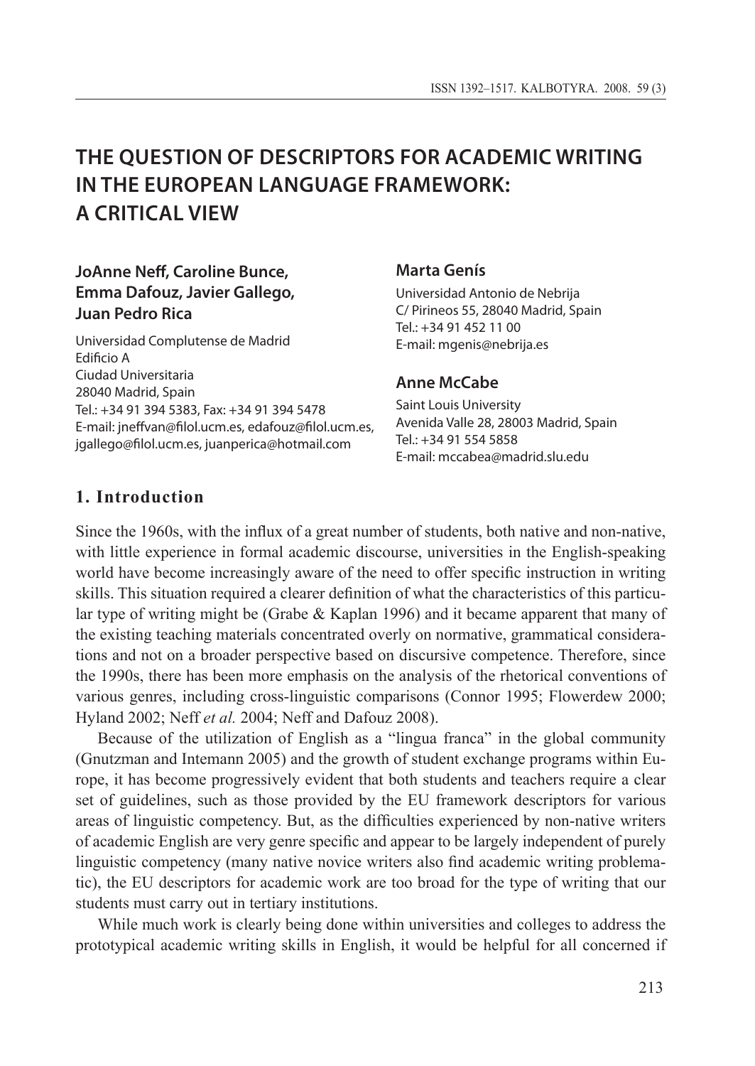# THE QUESTION OF DESCRIPTORS FOR ACADEMIC WRITING IN THE EUROPEAN LANGUAGE FRAMEWORK: A CRITICAL VIEW

**JoAnne Neff, Caroline Bunce, Emma Dafouz, Javier Gallego, Juan Pedro Rica**

Universidad Complutense de Madrid
Edificio A
Ciudad Universitaria
28040 Madrid, Spain
Tel.: +34 91 394 5383, Fax: +34 91 394 5478
E-mail: jneffvan@filol.ucm.es, edafouz@filol.ucm.es, jgallego@filol.ucm.es, juanperica@hotmail.com

**Marta Genís**

Universidad Antonio de Nebrija
C/ Pirineos 55, 28040 Madrid, Spain
Tel.: +34 91 452 11 00
E-mail: mgenis@nebrija.es

**Anne McCabe**

Saint Louis University
Avenida Valle 28, 28003 Madrid, Spain
Tel.: +34 91 554 5858
E-mail: mccabea@madrid.slu.edu

## 1. Introduction

Since the 1960s, with the influx of a great number of students, both native and non-native, with little experience in formal academic discourse, universities in the English-speaking world have become increasingly aware of the need to offer specific instruction in writing skills. This situation required a clearer definition of what the characteristics of this particular type of writing might be (Grabe & Kaplan 1996) and it became apparent that many of the existing teaching materials concentrated overly on normative, grammatical considerations and not on a broader perspective based on discursive competence. Therefore, since the 1990s, there has been more emphasis on the analysis of the rhetorical conventions of various genres, including cross-linguistic comparisons (Connor 1995; Flowerdew 2000; Hyland 2002; Neff *et al.* 2004; Neff and Dafouz 2008).

Because of the utilization of English as a "lingua franca" in the global community (Gnutzman and Intemann 2005) and the growth of student exchange programs within Europe, it has become progressively evident that both students and teachers require a clear set of guidelines, such as those provided by the EU framework descriptors for various areas of linguistic competency. But, as the difficulties experienced by non-native writers of academic English are very genre specific and appear to be largely independent of purely linguistic competency (many native novice writers also find academic writing problematic), the EU descriptors for academic work are too broad for the type of writing that our students must carry out in tertiary institutions.

While much work is clearly being done within universities and colleges to address the prototypical academic writing skills in English, it would be helpful for all concerned if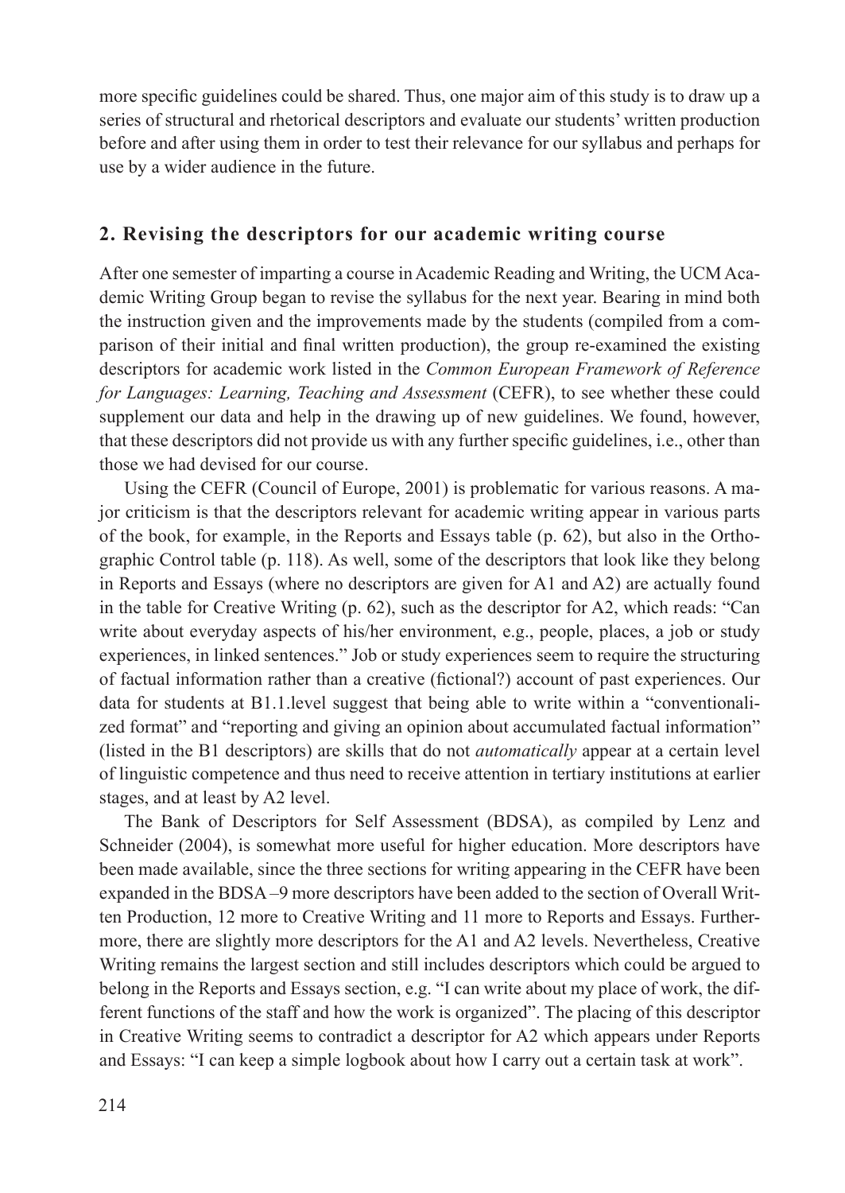more specific guidelines could be shared. Thus, one major aim of this study is to draw up a series of structural and rhetorical descriptors and evaluate our students' written production before and after using them in order to test their relevance for our syllabus and perhaps for use by a wider audience in the future.

## 2. Revising the descriptors for our academic writing course

After one semester of imparting a course in Academic Reading and Writing, the UCM Academic Writing Group began to revise the syllabus for the next year. Bearing in mind both the instruction given and the improvements made by the students (compiled from a comparison of their initial and final written production), the group re-examined the existing descriptors for academic work listed in the *Common European Framework of Reference for Languages: Learning, Teaching and Assessment* (CEFR), to see whether these could supplement our data and help in the drawing up of new guidelines. We found, however, that these descriptors did not provide us with any further specific guidelines, i.e., other than those we had devised for our course.

Using the CEFR (Council of Europe, 2001) is problematic for various reasons. A major criticism is that the descriptors relevant for academic writing appear in various parts of the book, for example, in the Reports and Essays table (p. 62), but also in the Orthographic Control table (p. 118). As well, some of the descriptors that look like they belong in Reports and Essays (where no descriptors are given for A1 and A2) are actually found in the table for Creative Writing (p. 62), such as the descriptor for A2, which reads: "Can write about everyday aspects of his/her environment, e.g., people, places, a job or study experiences, in linked sentences." Job or study experiences seem to require the structuring of factual information rather than a creative (fictional?) account of past experiences. Our data for students at B1.1.level suggest that being able to write within a "conventionalized format" and "reporting and giving an opinion about accumulated factual information" (listed in the B1 descriptors) are skills that do not *automatically* appear at a certain level of linguistic competence and thus need to receive attention in tertiary institutions at earlier stages, and at least by A2 level.

The Bank of Descriptors for Self Assessment (BDSA), as compiled by Lenz and Schneider (2004), is somewhat more useful for higher education. More descriptors have been made available, since the three sections for writing appearing in the CEFR have been expanded in the BDSA –9 more descriptors have been added to the section of Overall Written Production, 12 more to Creative Writing and 11 more to Reports and Essays. Furthermore, there are slightly more descriptors for the A1 and A2 levels. Nevertheless, Creative Writing remains the largest section and still includes descriptors which could be argued to belong in the Reports and Essays section, e.g. "I can write about my place of work, the different functions of the staff and how the work is organized". The placing of this descriptor in Creative Writing seems to contradict a descriptor for A2 which appears under Reports and Essays: "I can keep a simple logbook about how I carry out a certain task at work".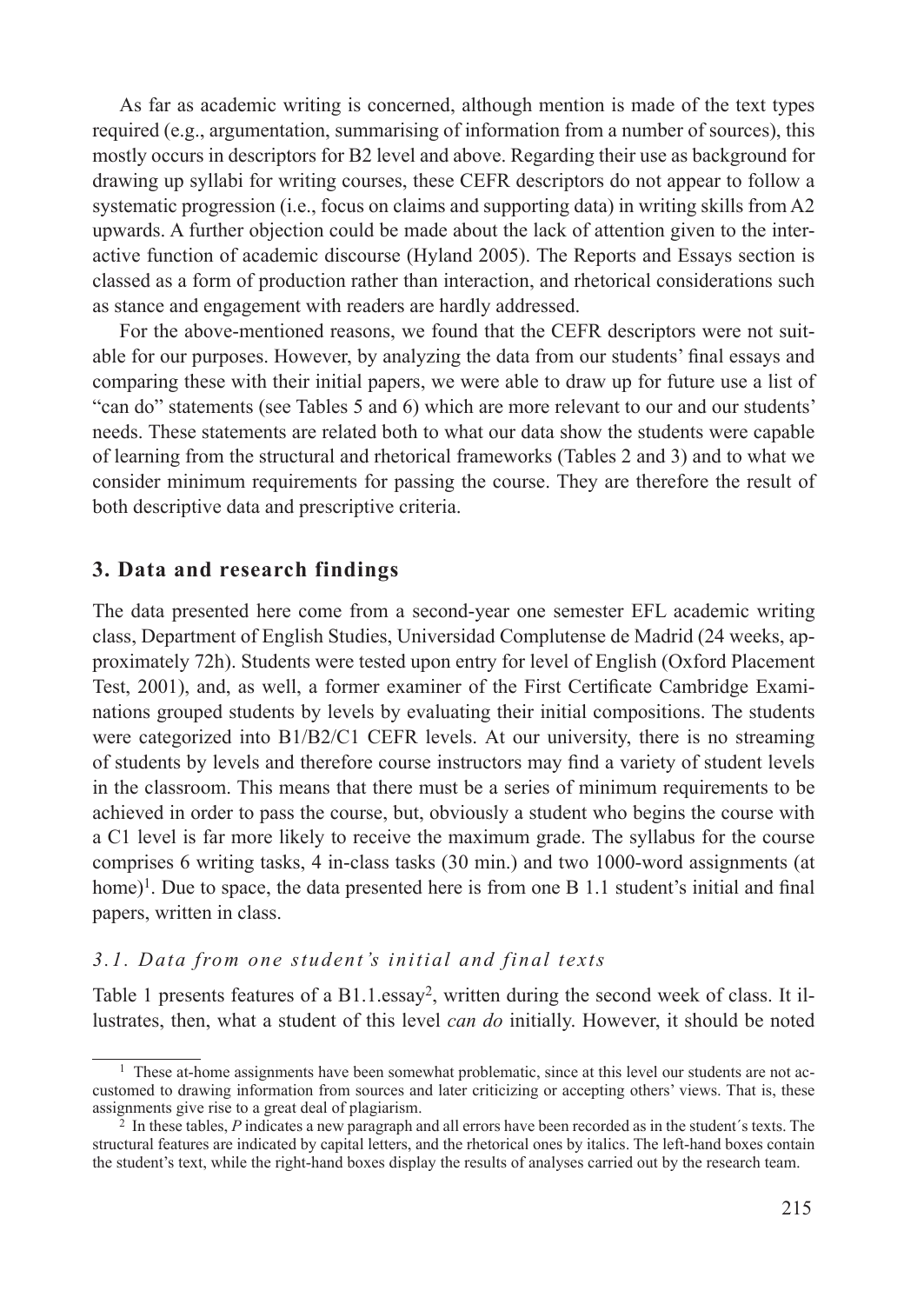As far as academic writing is concerned, although mention is made of the text types required (e.g., argumentation, summarising of information from a number of sources), this mostly occurs in descriptors for B2 level and above. Regarding their use as background for drawing up syllabi for writing courses, these CEFR descriptors do not appear to follow a systematic progression (i.e., focus on claims and supporting data) in writing skills from A2 upwards. A further objection could be made about the lack of attention given to the interactive function of academic discourse (Hyland 2005). The Reports and Essays section is classed as a form of production rather than interaction, and rhetorical considerations such as stance and engagement with readers are hardly addressed.

For the above-mentioned reasons, we found that the CEFR descriptors were not suitable for our purposes. However, by analyzing the data from our students' final essays and comparing these with their initial papers, we were able to draw up for future use a list of "can do" statements (see Tables 5 and 6) which are more relevant to our and our students' needs. These statements are related both to what our data show the students were capable of learning from the structural and rhetorical frameworks (Tables 2 and 3) and to what we consider minimum requirements for passing the course. They are therefore the result of both descriptive data and prescriptive criteria.

## 3. Data and research findings

The data presented here come from a second-year one semester EFL academic writing class, Department of English Studies, Universidad Complutense de Madrid (24 weeks, approximately 72h). Students were tested upon entry for level of English (Oxford Placement Test, 2001), and, as well, a former examiner of the First Certificate Cambridge Examinations grouped students by levels by evaluating their initial compositions. The students were categorized into B1/B2/C1 CEFR levels. At our university, there is no streaming of students by levels and therefore course instructors may find a variety of student levels in the classroom. This means that there must be a series of minimum requirements to be achieved in order to pass the course, but, obviously a student who begins the course with a C1 level is far more likely to receive the maximum grade. The syllabus for the course comprises 6 writing tasks, 4 in-class tasks (30 min.) and two 1000-word assignments (at home)[1]. Due to space, the data presented here is from one B 1.1 student's initial and final papers, written in class.

### *3.1. Data from one student's initial and final texts*

Table 1 presents features of a B1.1.essay[2], written during the second week of class. It illustrates, then, what a student of this level *can do* initially. However, it should be noted

---

[1] These at-home assignments have been somewhat problematic, since at this level our students are not accustomed to drawing information from sources and later criticizing or accepting others' views. That is, these assignments give rise to a great deal of plagiarism.

[2] In these tables, *P* indicates a new paragraph and all errors have been recorded as in the student´s texts. The structural features are indicated by capital letters, and the rhetorical ones by italics. The left-hand boxes contain the student's text, while the right-hand boxes display the results of analyses carried out by the research team.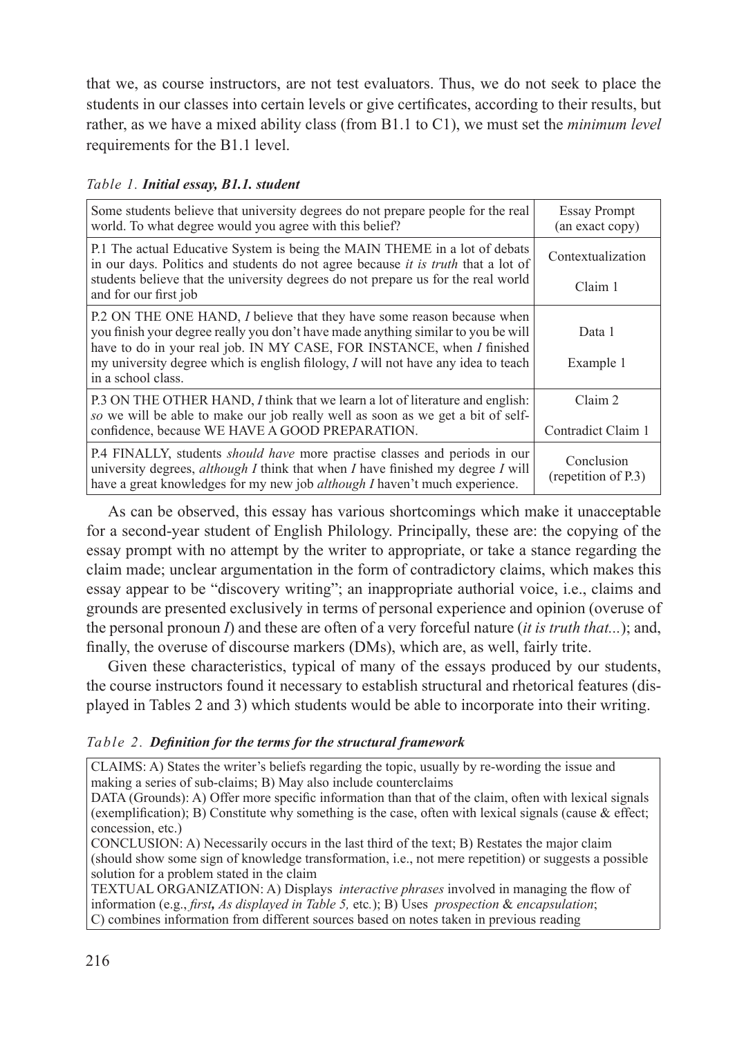that we, as course instructors, are not test evaluators. Thus, we do not seek to place the students in our classes into certain levels or give certificates, according to their results, but rather, as we have a mixed ability class (from B1.1 to C1), we must set the *minimum level* requirements for the B1.1 level.

*Table 1.* ***Initial essay, B1.1. student***

| Some students believe that university degrees do not prepare people for the real world. To what degree would you agree with this belief? | Essay Prompt (an exact copy) |
|---|---|
| P.1 The actual Educative System is being the MAIN THEME in a lot of debats in our days. Politics and students do not agree because *it is truth* that a lot of students believe that the university degrees do not prepare us for the real world and for our first job | Contextualization<br><br>Claim 1 |
| P.2 ON THE ONE HAND, *I* believe that they have some reason because when you finish your degree really you don't have made anything similar to you be will have to do in your real job. IN MY CASE, FOR INSTANCE, when *I* finished my university degree which is english filology, *I* will not have any idea to teach in a school class. | Data 1<br><br>Example 1 |
| P.3 ON THE OTHER HAND, *I* think that we learn a lot of literature and english: *so* we will be able to make our job really well as soon as we get a bit of self-confidence, because WE HAVE A GOOD PREPARATION. | Claim 2<br><br>Contradict Claim 1 |
| P.4 FINALLY, students *should have* more practise classes and periods in our university degrees, *although I* think that when *I* have finished my degree *I* will have a great knowledges for my new job *although I* haven't much experience. | Conclusion (repetition of P.3) |

As can be observed, this essay has various shortcomings which make it unacceptable for a second-year student of English Philology. Principally, these are: the copying of the essay prompt with no attempt by the writer to appropriate, or take a stance regarding the claim made; unclear argumentation in the form of contradictory claims, which makes this essay appear to be "discovery writing"; an inappropriate authorial voice, i.e., claims and grounds are presented exclusively in terms of personal experience and opinion (overuse of the personal pronoun *I*) and these are often of a very forceful nature (*it is truth that...*); and, finally, the overuse of discourse markers (DMs), which are, as well, fairly trite.

Given these characteristics, typical of many of the essays produced by our students, the course instructors found it necessary to establish structural and rhetorical features (displayed in Tables 2 and 3) which students would be able to incorporate into their writing.

*Table 2.* ***Definition for the terms for the structural framework***

| |
|---|
| CLAIMS: A) States the writer's beliefs regarding the topic, usually by re-wording the issue and making a series of sub-claims; B) May also include counterclaims<br>DATA (Grounds): A) Offer more specific information than that of the claim, often with lexical signals (exemplification); B) Constitute why something is the case, often with lexical signals (cause & effect; concession, etc.)<br>CONCLUSION: A) Necessarily occurs in the last third of the text; B) Restates the major claim (should show some sign of knowledge transformation, i.e., not mere repetition) or suggests a possible solution for a problem stated in the claim<br>TEXTUAL ORGANIZATION: A) Displays *interactive phrases* involved in managing the flow of information (e.g., ***first****, As displayed in Table 5,* etc*.*); B) Uses *prospection* & *encapsulation*; C) combines information from different sources based on notes taken in previous reading |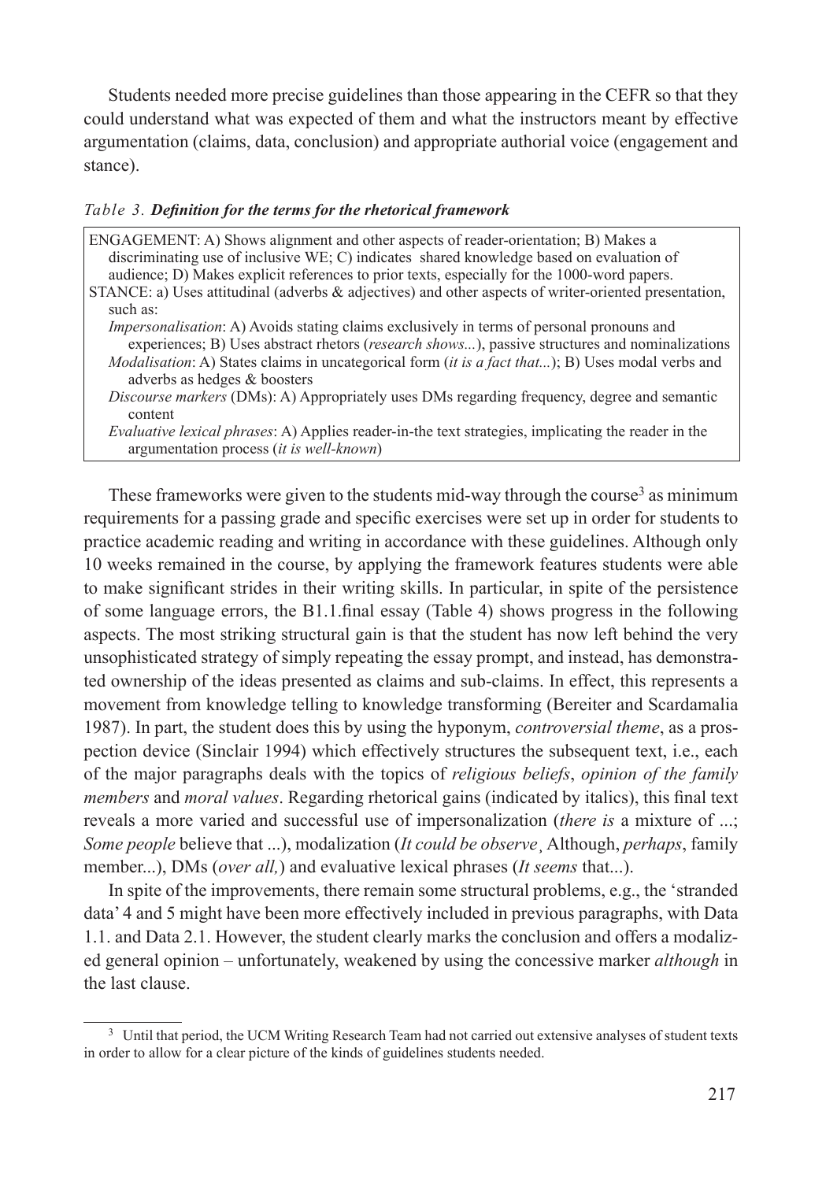Students needed more precise guidelines than those appearing in the CEFR so that they could understand what was expected of them and what the instructors meant by effective argumentation (claims, data, conclusion) and appropriate authorial voice (engagement and stance).

*Table 3.* ***Definition for the terms for the rhetorical framework***

| |
|---|
| ENGAGEMENT: A) Shows alignment and other aspects of reader-orientation; B) Makes a discriminating use of inclusive WE; C) indicates shared knowledge based on evaluation of audience; D) Makes explicit references to prior texts, especially for the 1000-word papers. |
| STANCE: a) Uses attitudinal (adverbs & adjectives) and other aspects of writer-oriented presentation, such as: |
| *Impersonalisation*: A) Avoids stating claims exclusively in terms of personal pronouns and experiences; B) Uses abstract rhetors (*research shows...*), passive structures and nominalizations |
| *Modalisation*: A) States claims in uncategorical form (*it is a fact that...*); B) Uses modal verbs and adverbs as hedges & boosters |
| *Discourse markers* (DMs): A) Appropriately uses DMs regarding frequency, degree and semantic content |
| *Evaluative lexical phrases*: A) Applies reader-in-the text strategies, implicating the reader in the argumentation process (*it is well-known*) |

These frameworks were given to the students mid-way through the course[3] as minimum requirements for a passing grade and specific exercises were set up in order for students to practice academic reading and writing in accordance with these guidelines. Although only 10 weeks remained in the course, by applying the framework features students were able to make significant strides in their writing skills. In particular, in spite of the persistence of some language errors, the B1.1.final essay (Table 4) shows progress in the following aspects. The most striking structural gain is that the student has now left behind the very unsophisticated strategy of simply repeating the essay prompt, and instead, has demonstrated ownership of the ideas presented as claims and sub-claims. In effect, this represents a movement from knowledge telling to knowledge transforming (Bereiter and Scardamalia 1987). In part, the student does this by using the hyponym, *controversial theme*, as a prospection device (Sinclair 1994) which effectively structures the subsequent text, i.e., each of the major paragraphs deals with the topics of *religious beliefs*, *opinion of the family members* and *moral values*. Regarding rhetorical gains (indicated by italics), this final text reveals a more varied and successful use of impersonalization (*there is* a mixture of ...; *Some people* believe that ...), modalization (*It could be observe¸* Although, *perhaps*, family member...), DMs (*over all,*) and evaluative lexical phrases (*It seems* that...).

In spite of the improvements, there remain some structural problems, e.g., the 'stranded data' 4 and 5 might have been more effectively included in previous paragraphs, with Data 1.1. and Data 2.1. However, the student clearly marks the conclusion and offers a modalized general opinion – unfortunately, weakened by using the concessive marker *although* in the last clause.

[3] Until that period, the UCM Writing Research Team had not carried out extensive analyses of student texts in order to allow for a clear picture of the kinds of guidelines students needed.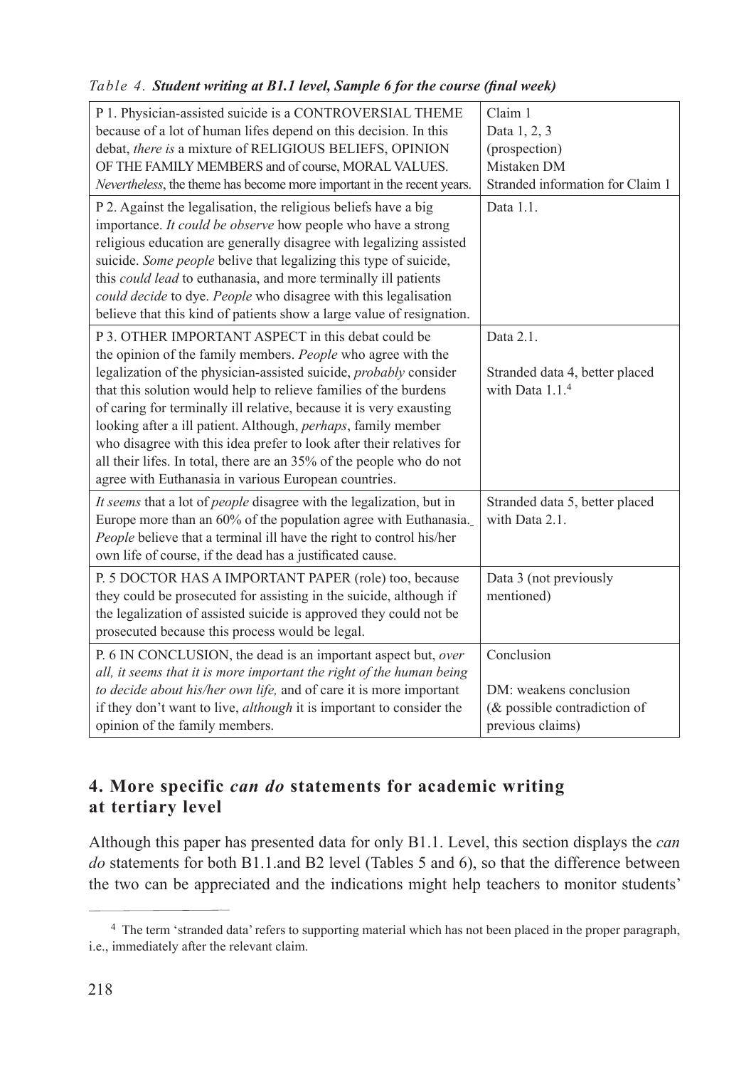*Table 4.* ***Student writing at B1.1 level, Sample 6 for the course (final week)***

| | |
|---|---|
| P 1. Physician-assisted suicide is a CONTROVERSIAL THEME because of a lot of human lifes depend on this decision. In this debat, *there is* a mixture of RELIGIOUS BELIEFS, OPINION OF THE FAMILY MEMBERS and of course, MORAL VALUES. *Nevertheless*, the theme has become more important in the recent years. | Claim 1<br>Data 1, 2, 3<br>(prospection)<br>Mistaken DM<br>Stranded information for Claim 1 |
| P 2. Against the legalisation, the religious beliefs have a big importance. *It could be observe* how people who have a strong religious education are generally disagree with legalizing assisted suicide. *Some people* belive that legalizing this type of suicide, this *could lead* to euthanasia, and more terminally ill patients *could decide* to dye. *People* who disagree with this legalisation believe that this kind of patients show a large value of resignation. | Data 1.1. |
| P 3. OTHER IMPORTANT ASPECT in this debat could be the opinion of the family members. *People* who agree with the legalization of the physician-assisted suicide, *probably* consider that this solution would help to relieve families of the burdens of caring for terminally ill relative, because it is very exausting looking after a ill patient. Although, *perhaps*, family member who disagree with this idea prefer to look after their relatives for all their lifes. In total, there are an 35% of the people who do not agree with Euthanasia in various European countries. | Data 2.1.<br><br>Stranded data 4, better placed with Data 1.1.[4] |
| *It seems* that a lot of *people* disagree with the legalization, but in Europe more than an 60% of the population agree with Euthanasia. *People* believe that a terminal ill have the right to control his/her own life of course, if the dead has a justificated cause. | Stranded data 5, better placed with Data 2.1. |
| P. 5 DOCTOR HAS A IMPORTANT PAPER (role) too, because they could be prosecuted for assisting in the suicide, although if the legalization of assisted suicide is approved they could not be prosecuted because this process would be legal. | Data 3 (not previously mentioned) |
| P. 6 IN CONCLUSION, the dead is an important aspect but, *over all, it seems that it is more important the right of the human being to decide about his/her own life,* and of care it is more important if they don't want to live, *although* it is important to consider the opinion of the family members. | Conclusion<br><br>DM: weakens conclusion<br>(& possible contradiction of previous claims) |

## 4. More specific *can do* statements for academic writing at tertiary level

Although this paper has presented data for only B1.1. Level, this section displays the *can do* statements for both B1.1.and B2 level (Tables 5 and 6), so that the difference between the two can be appreciated and the indications might help teachers to monitor students'

[4] The term 'stranded data' refers to supporting material which has not been placed in the proper paragraph, i.e., immediately after the relevant claim.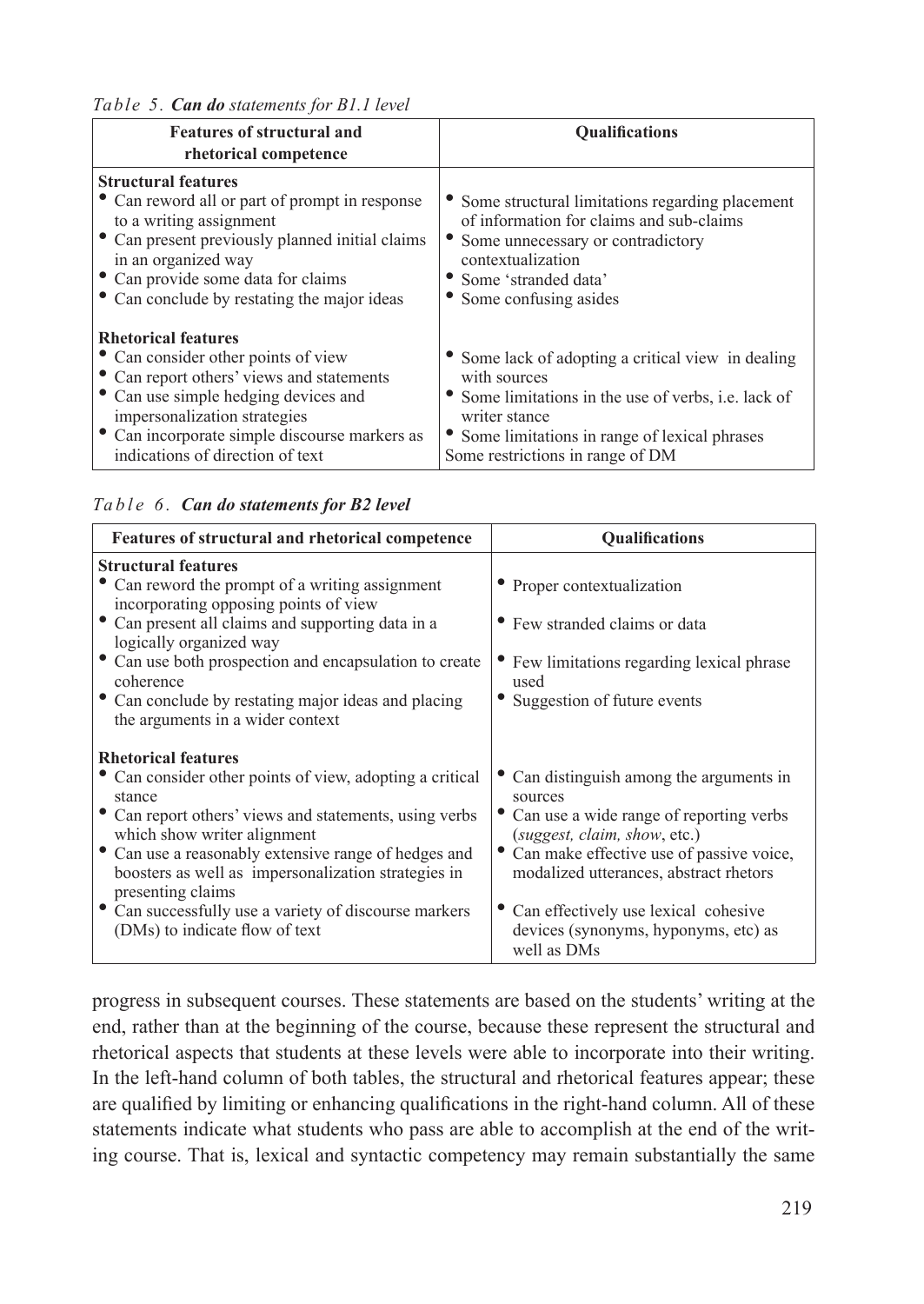*Table 5.* ***Can do*** *statements for B1.1 level*

| Features of structural and rhetorical competence | Qualifications |
|---|---|
| **Structural features**<br>• Can reword all or part of prompt in response to a writing assignment<br>• Can present previously planned initial claims in an organized way<br>• Can provide some data for claims<br>• Can conclude by restating the major ideas | • Some structural limitations regarding placement of information for claims and sub-claims<br>• Some unnecessary or contradictory contextualization<br>• Some 'stranded data'<br>• Some confusing asides |
| **Rhetorical features**<br>• Can consider other points of view<br>• Can report others' views and statements<br>• Can use simple hedging devices and impersonalization strategies<br>• Can incorporate simple discourse markers as indications of direction of text | • Some lack of adopting a critical view in dealing with sources<br>• Some limitations in the use of verbs, i.e. lack of writer stance<br>• Some limitations in range of lexical phrases<br>Some restrictions in range of DM |

*Table 6.* ***Can do statements for B2 level***

| Features of structural and rhetorical competence | Qualifications |
|---|---|
| **Structural features**<br>• Can reword the prompt of a writing assignment incorporating opposing points of view<br>• Can present all claims and supporting data in a logically organized way<br>• Can use both prospection and encapsulation to create coherence<br>• Can conclude by restating major ideas and placing the arguments in a wider context | • Proper contextualization<br>• Few stranded claims or data<br>• Few limitations regarding lexical phrase used<br>• Suggestion of future events |
| **Rhetorical features**<br>• Can consider other points of view, adopting a critical stance<br>• Can report others' views and statements, using verbs which show writer alignment<br>• Can use a reasonably extensive range of hedges and boosters as well as impersonalization strategies in presenting claims<br>• Can successfully use a variety of discourse markers (DMs) to indicate flow of text | • Can distinguish among the arguments in sources<br>• Can use a wide range of reporting verbs (*suggest, claim, show*, etc.)<br>• Can make effective use of passive voice, modalized utterances, abstract rhetors<br>• Can effectively use lexical cohesive devices (synonyms, hyponyms, etc) as well as DMs |

progress in subsequent courses. These statements are based on the students' writing at the end, rather than at the beginning of the course, because these represent the structural and rhetorical aspects that students at these levels were able to incorporate into their writing. In the left-hand column of both tables, the structural and rhetorical features appear; these are qualified by limiting or enhancing qualifications in the right-hand column. All of these statements indicate what students who pass are able to accomplish at the end of the writing course. That is, lexical and syntactic competency may remain substantially the same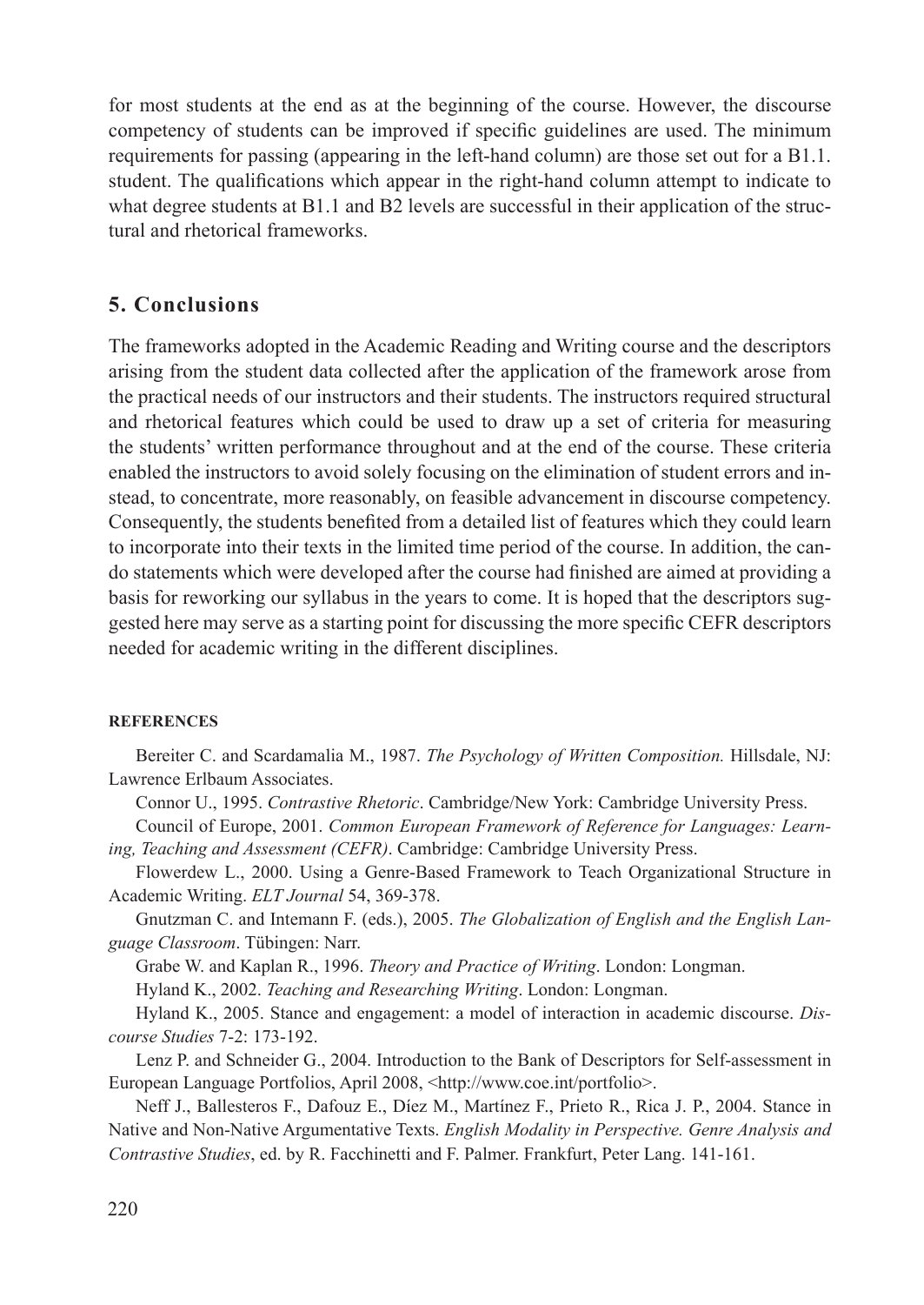for most students at the end as at the beginning of the course. However, the discourse competency of students can be improved if specific guidelines are used. The minimum requirements for passing (appearing in the left-hand column) are those set out for a B1.1. student. The qualifications which appear in the right-hand column attempt to indicate to what degree students at B1.1 and B2 levels are successful in their application of the structural and rhetorical frameworks.

## 5. Conclusions

The frameworks adopted in the Academic Reading and Writing course and the descriptors arising from the student data collected after the application of the framework arose from the practical needs of our instructors and their students. The instructors required structural and rhetorical features which could be used to draw up a set of criteria for measuring the students' written performance throughout and at the end of the course. These criteria enabled the instructors to avoid solely focusing on the elimination of student errors and instead, to concentrate, more reasonably, on feasible advancement in discourse competency. Consequently, the students benefited from a detailed list of features which they could learn to incorporate into their texts in the limited time period of the course. In addition, the can-do statements which were developed after the course had finished are aimed at providing a basis for reworking our syllabus in the years to come. It is hoped that the descriptors suggested here may serve as a starting point for discussing the more specific CEFR descriptors needed for academic writing in the different disciplines.

#### REFERENCES

Bereiter C. and Scardamalia M., 1987. *The Psychology of Written Composition.* Hillsdale, NJ: Lawrence Erlbaum Associates.

Connor U., 1995. *Contrastive Rhetoric*. Cambridge/New York: Cambridge University Press.

Council of Europe, 2001. *Common European Framework of Reference for Languages: Learning, Teaching and Assessment (CEFR)*. Cambridge: Cambridge University Press.

Flowerdew L., 2000. Using a Genre-Based Framework to Teach Organizational Structure in Academic Writing. *ELT Journal* 54, 369-378.

Gnutzman C. and Intemann F. (eds.), 2005. *The Globalization of English and the English Language Classroom*. Tübingen: Narr.

Grabe W. and Kaplan R., 1996. *Theory and Practice of Writing*. London: Longman.

Hyland K., 2002. *Teaching and Researching Writing*. London: Longman.

Hyland K., 2005. Stance and engagement: a model of interaction in academic discourse. *Discourse Studies* 7-2: 173-192.

Lenz P. and Schneider G., 2004. Introduction to the Bank of Descriptors for Self-assessment in European Language Portfolios, April 2008, <http://www.coe.int/portfolio>.

Neff J., Ballesteros F., Dafouz E., Díez M., Martínez F., Prieto R., Rica J. P., 2004. Stance in Native and Non-Native Argumentative Texts. *English Modality in Perspective. Genre Analysis and Contrastive Studies*, ed. by R. Facchinetti and F. Palmer. Frankfurt, Peter Lang. 141-161.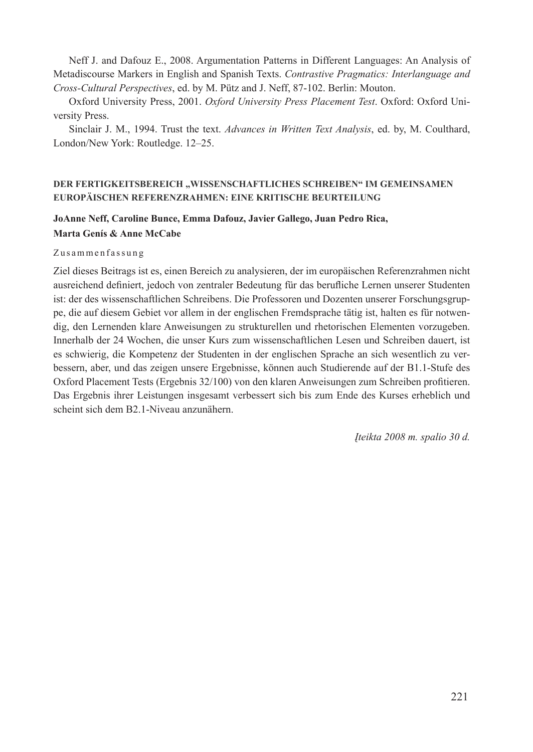Neff J. and Dafouz E., 2008. Argumentation Patterns in Different Languages: An Analysis of Metadiscourse Markers in English and Spanish Texts. *Contrastive Pragmatics: Interlanguage and Cross-Cultural Perspectives*, ed. by M. Pütz and J. Neff, 87-102. Berlin: Mouton.

Oxford University Press, 2001. *Oxford University Press Placement Test*. Oxford: Oxford University Press.

Sinclair J. M., 1994. Trust the text. *Advances in Written Text Analysis*, ed. by, M. Coulthard, London/New York: Routledge. 12–25.

## DER FERTIGKEITSBEREICH „WISSENSCHAFTLICHES SCHREIBEN" IM GEMEINSAMEN EUROPÄISCHEN REFERENZRAHMEN: EINE KRITISCHE BEURTEILUNG

**JoAnne Neff, Caroline Bunce, Emma Dafouz, Javier Gallego, Juan Pedro Rica, Marta Genís & Anne McCabe**

Zusammenfassung

Ziel dieses Beitrags ist es, einen Bereich zu analysieren, der im europäischen Referenzrahmen nicht ausreichend definiert, jedoch von zentraler Bedeutung für das berufliche Lernen unserer Studenten ist: der des wissenschaftlichen Schreibens. Die Professoren und Dozenten unserer Forschungsgruppe, die auf diesem Gebiet vor allem in der englischen Fremdsprache tätig ist, halten es für notwendig, den Lernenden klare Anweisungen zu strukturellen und rhetorischen Elementen vorzugeben. Innerhalb der 24 Wochen, die unser Kurs zum wissenschaftlichen Lesen und Schreiben dauert, ist es schwierig, die Kompetenz der Studenten in der englischen Sprache an sich wesentlich zu verbessern, aber, und das zeigen unsere Ergebnisse, können auch Studierende auf der B1.1-Stufe des Oxford Placement Tests (Ergebnis 32/100) von den klaren Anweisungen zum Schreiben profitieren. Das Ergebnis ihrer Leistungen insgesamt verbessert sich bis zum Ende des Kurses erheblich und scheint sich dem B2.1-Niveau anzunähern.

*Įteikta 2008 m. spalio 30 d.*